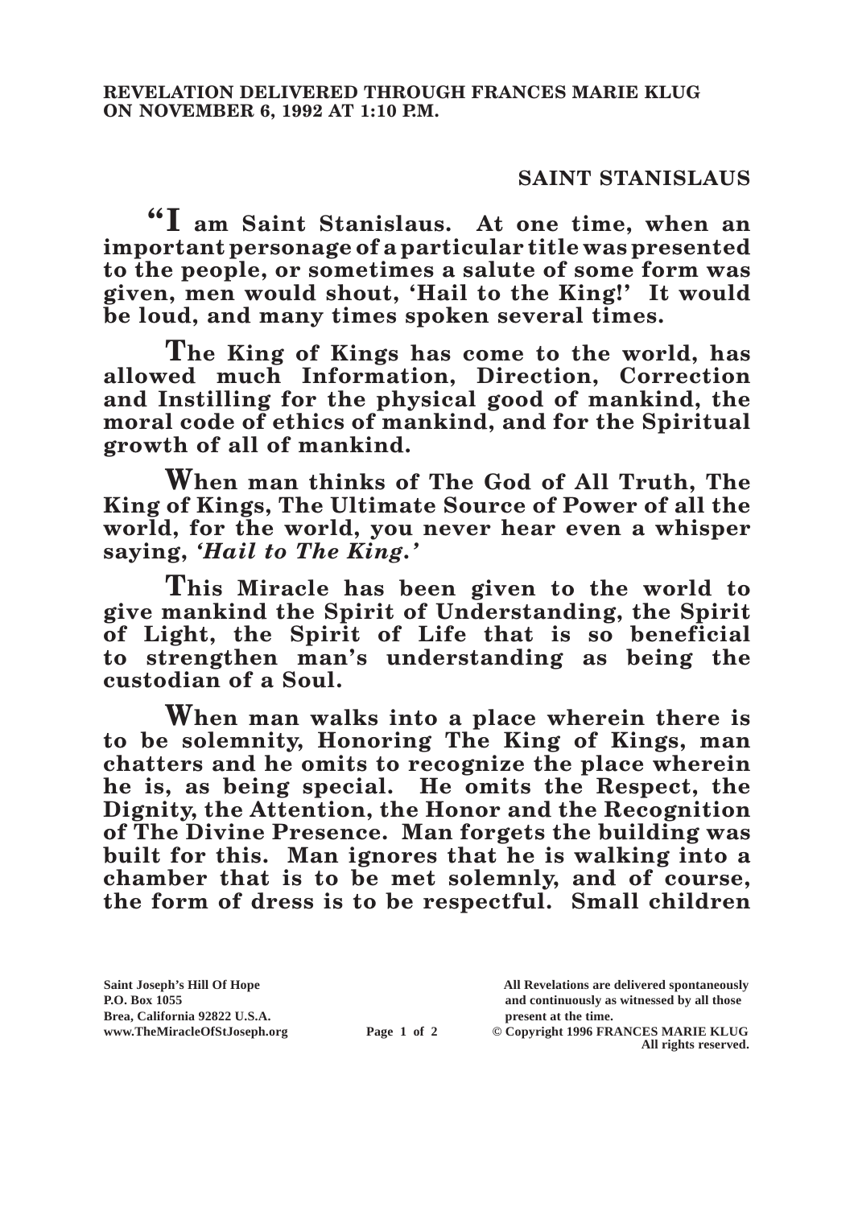**REVELATION DELIVERED THROUGH FRANCES MARIE KLUG ON NOVEMBER 6, 1992 AT 1:10 P.M.**

## SAINT STANISLAUS

**"I am Saint Stanislaus. At one time, when an important personage of a particular title was presented to the people, or sometimes a salute of some form was given, men would shout, 'Hail to the King!' It would be loud, and many times spoken several times.**

**The King of Kings has come to the world, has allowed much Information, Direction, Correction and Instilling for the physical good of mankind, the moral code of ethics of mankind, and for the Spiritual growth of all of mankind.**

**When man thinks of The God of All Truth, The King of Kings, The Ultimate Source of Power of all the world, for the world, you never hear even a whisper saying, *'Hail to The King.'***

**This Miracle has been given to the world to give mankind the Spirit of Understanding, the Spirit of Light, the Spirit of Life that is so beneficial to strengthen man's understanding as being the custodian of a Soul.**

**When man walks into a place wherein there is to be solemnity, Honoring The King of Kings, man chatters and he omits to recognize the place wherein he is, as being special. He omits the Respect, the Dignity, the Attention, the Honor and the Recognition of The Divine Presence. Man forgets the building was built for this. Man ignores that he is walking into a chamber that is to be met solemnly, and of course, the form of dress is to be respectful. Small children**

**Saint Joseph's Hill Of Hope**
**P.O. Box 1055**
**Brea, California 92822 U.S.A.**
**www.TheMiracleOfStJoseph.org**

**All Revelations are delivered spontaneously and continuously as witnessed by all those present at the time.**
**© Copyright 1996 FRANCES MARIE KLUG**
**All rights reserved.**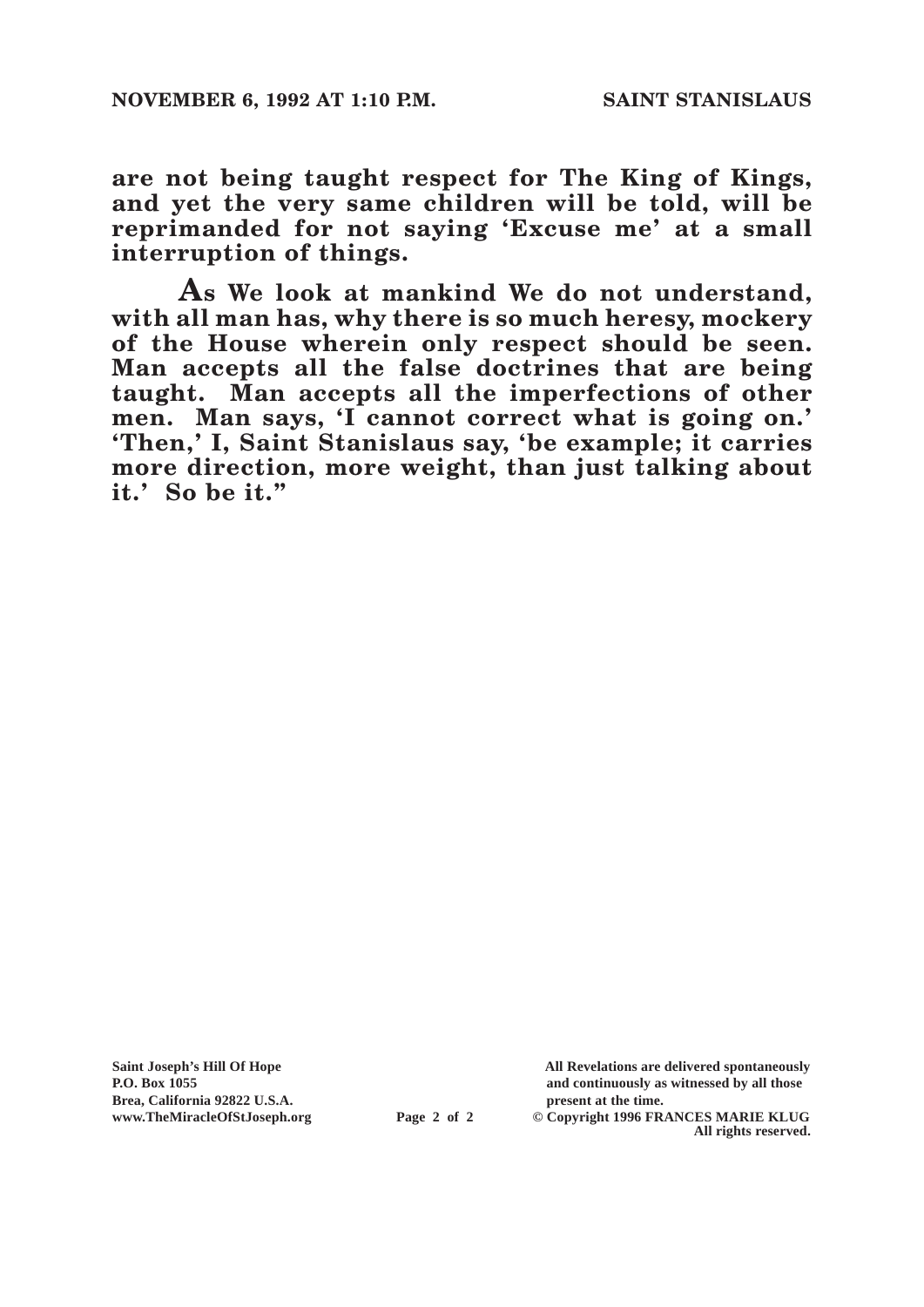**are not being taught respect for The King of Kings, and yet the very same children will be told, will be reprimanded for not saying 'Excuse me' at a small interruption of things.**

**As We look at mankind We do not understand, with all man has, why there is so much heresy, mockery of the House wherein only respect should be seen. Man accepts all the false doctrines that are being taught. Man accepts all the imperfections of other men. Man says, 'I cannot correct what is going on.' 'Then,' I, Saint Stanislaus say, 'be example; it carries more direction, more weight, than just talking about it.' So be it."**

**Saint Joseph's Hill Of Hope**
**P.O. Box 1055**
**Brea, California 92822 U.S.A.**
**www.TheMiracleOfStJoseph.org**

**All Revelations are delivered spontaneously and continuously as witnessed by all those present at the time.**
**© Copyright 1996 FRANCES MARIE KLUG**
**All rights reserved.**